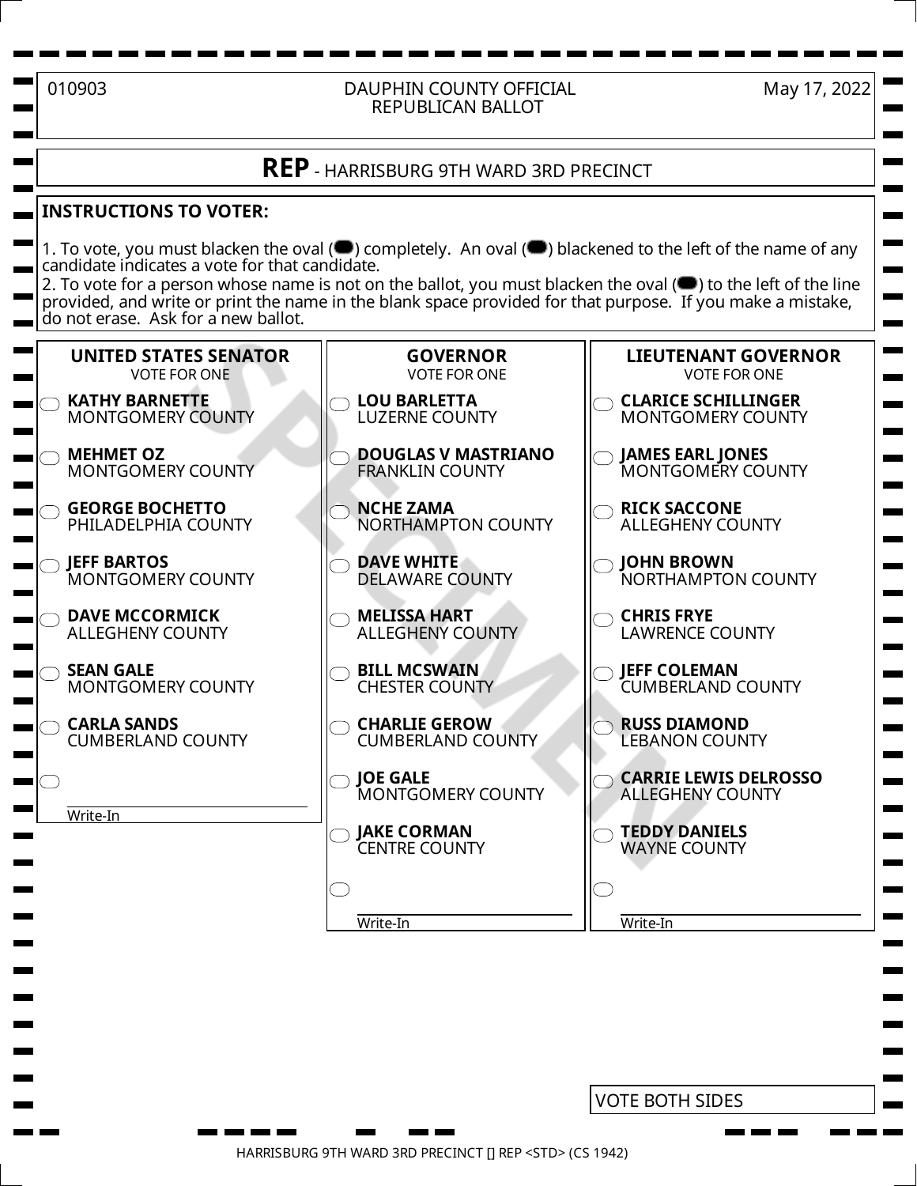010903

DAUPHIN COUNTY OFFICIAL
REPUBLICAN BALLOT

May 17, 2022

# REP - HARRISBURG 9TH WARD 3RD PRECINCT

**INSTRUCTIONS TO VOTER:**

1. To vote, you must blacken the oval (⬬) completely. An oval (⬬) blackened to the left of the name of any candidate indicates a vote for that candidate.
2. To vote for a person whose name is not on the ballot, you must blacken the oval (⬬) to the left of the line provided, and write or print the name in the blank space provided for that purpose. If you make a mistake, do not erase. Ask for a new ballot.

## UNITED STATES SENATOR
VOTE FOR ONE

- **KATHY BARNETTE** MONTGOMERY COUNTY
- **MEHMET OZ** MONTGOMERY COUNTY
- **GEORGE BOCHETTO** PHILADELPHIA COUNTY
- **JEFF BARTOS** MONTGOMERY COUNTY
- **DAVE MCCORMICK** ALLEGHENY COUNTY
- **SEAN GALE** MONTGOMERY COUNTY
- **CARLA SANDS** CUMBERLAND COUNTY
- Write-In

## GOVERNOR
VOTE FOR ONE

- **LOU BARLETTA** LUZERNE COUNTY
- **DOUGLAS V MASTRIANO** FRANKLIN COUNTY
- **NCHE ZAMA** NORTHAMPTON COUNTY
- **DAVE WHITE** DELAWARE COUNTY
- **MELISSA HART** ALLEGHENY COUNTY
- **BILL MCSWAIN** CHESTER COUNTY
- **CHARLIE GEROW** CUMBERLAND COUNTY
- **JOE GALE** MONTGOMERY COUNTY
- **JAKE CORMAN** CENTRE COUNTY
- Write-In

## LIEUTENANT GOVERNOR
VOTE FOR ONE

- **CLARICE SCHILLINGER** MONTGOMERY COUNTY
- **JAMES EARL JONES** MONTGOMERY COUNTY
- **RICK SACCONE** ALLEGHENY COUNTY
- **JOHN BROWN** NORTHAMPTON COUNTY
- **CHRIS FRYE** LAWRENCE COUNTY
- **JEFF COLEMAN** CUMBERLAND COUNTY
- **RUSS DIAMOND** LEBANON COUNTY
- **CARRIE LEWIS DELROSSO** ALLEGHENY COUNTY
- **TEDDY DANIELS** WAYNE COUNTY
- Write-In

VOTE BOTH SIDES

HARRISBURG 9TH WARD 3RD PRECINCT [] REP <STD> (CS 1942)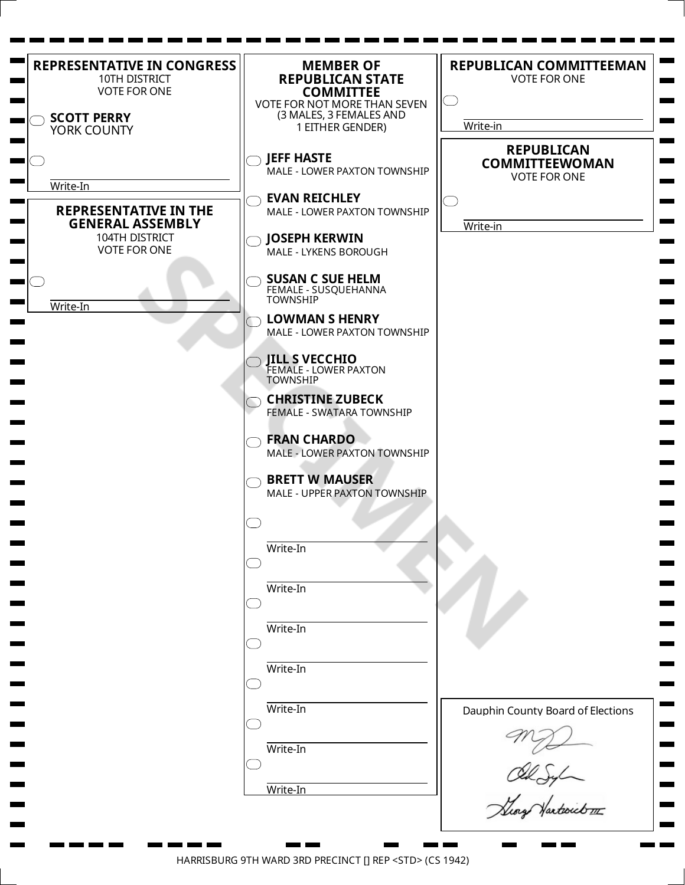## REPRESENTATIVE IN CONGRESS
10TH DISTRICT
VOTE FOR ONE

- **SCOTT PERRY**
  YORK COUNTY
- Write-In

## REPRESENTATIVE IN THE GENERAL ASSEMBLY
104TH DISTRICT
VOTE FOR ONE

- Write-In

## MEMBER OF REPUBLICAN STATE COMMITTEE
VOTE FOR NOT MORE THAN SEVEN
(3 MALES, 3 FEMALES AND 1 EITHER GENDER)

- **JEFF HASTE**
  MALE - LOWER PAXTON TOWNSHIP
- **EVAN REICHLEY**
  MALE - LOWER PAXTON TOWNSHIP
- **JOSEPH KERWIN**
  MALE - LYKENS BOROUGH
- **SUSAN C SUE HELM**
  FEMALE - SUSQUEHANNA TOWNSHIP
- **LOWMAN S HENRY**
  MALE - LOWER PAXTON TOWNSHIP
- **JILL S VECCHIO**
  FEMALE - LOWER PAXTON TOWNSHIP
- **CHRISTINE ZUBECK**
  FEMALE - SWATARA TOWNSHIP
- **FRAN CHARDO**
  MALE - LOWER PAXTON TOWNSHIP
- **BRETT W MAUSER**
  MALE - UPPER PAXTON TOWNSHIP
- Write-In
- Write-In
- Write-In
- Write-In
- Write-In
- Write-In
- Write-In

## REPUBLICAN COMMITTEEMAN
VOTE FOR ONE

- Write-in

## REPUBLICAN COMMITTEEWOMAN
VOTE FOR ONE

- Write-in

Dauphin County Board of Elections

SPECIMEN

HARRISBURG 9TH WARD 3RD PRECINCT [] REP <STD> (CS 1942)